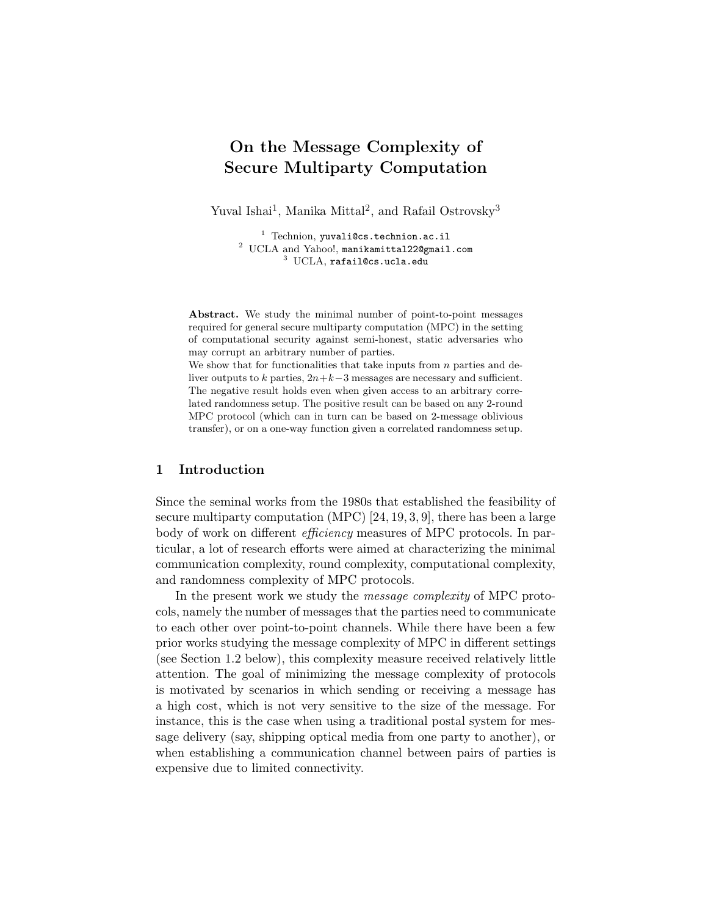# On the Message Complexity of Secure Multiparty Computation

Yuval Ishai[1], Manika Mittal[2], and Rafail Ostrovsky[3]

[1] Technion, yuvali@cs.technion.ac.il
[2] UCLA and Yahoo!, manikamittal22@gmail.com
[3] UCLA, rafail@cs.ucla.edu

**Abstract.** We study the minimal number of point-to-point messages required for general secure multiparty computation (MPC) in the setting of computational security against semi-honest, static adversaries who may corrupt an arbitrary number of parties.

We show that for functionalities that take inputs from $n$ parties and deliver outputs to $k$ parties, $2n+k-3$ messages are necessary and sufficient. The negative result holds even when given access to an arbitrary correlated randomness setup. The positive result can be based on any 2-round MPC protocol (which can in turn can be based on 2-message oblivious transfer), or on a one-way function given a correlated randomness setup.

## 1 Introduction

Since the seminal works from the 1980s that established the feasibility of secure multiparty computation (MPC) [24, 19, 3, 9], there has been a large body of work on different *efficiency* measures of MPC protocols. In particular, a lot of research efforts were aimed at characterizing the minimal communication complexity, round complexity, computational complexity, and randomness complexity of MPC protocols.

In the present work we study the *message complexity* of MPC protocols, namely the number of messages that the parties need to communicate to each other over point-to-point channels. While there have been a few prior works studying the message complexity of MPC in different settings (see Section 1.2 below), this complexity measure received relatively little attention. The goal of minimizing the message complexity of protocols is motivated by scenarios in which sending or receiving a message has a high cost, which is not very sensitive to the size of the message. For instance, this is the case when using a traditional postal system for message delivery (say, shipping optical media from one party to another), or when establishing a communication channel between pairs of parties is expensive due to limited connectivity.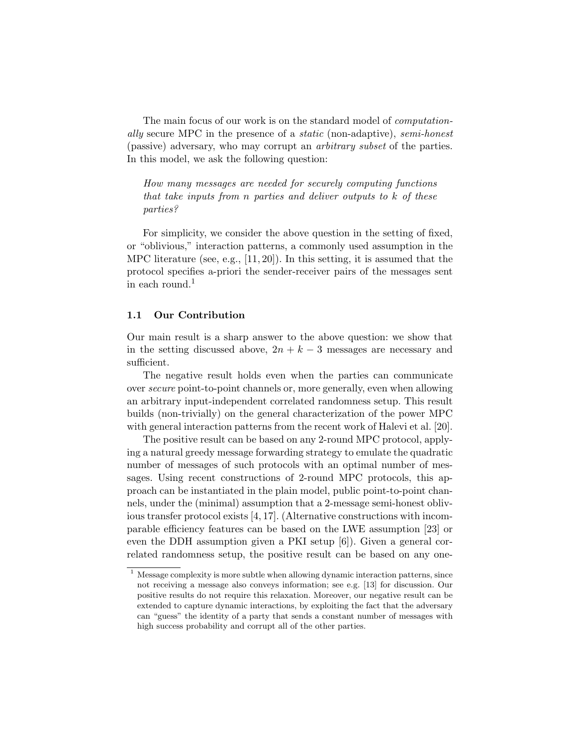The main focus of our work is on the standard model of *computationally* secure MPC in the presence of a *static* (non-adaptive), *semi-honest* (passive) adversary, who may corrupt an *arbitrary subset* of the parties. In this model, we ask the following question:

> *How many messages are needed for securely computing functions that take inputs from $n$ parties and deliver outputs to $k$ of these parties?*

For simplicity, we consider the above question in the setting of fixed, or "oblivious," interaction patterns, a commonly used assumption in the MPC literature (see, e.g., [11, 20]). In this setting, it is assumed that the protocol specifies a-priori the sender-receiver pairs of the messages sent in each round.[1]

### 1.1 Our Contribution

Our main result is a sharp answer to the above question: we show that in the setting discussed above, $2n + k - 3$ messages are necessary and sufficient.

The negative result holds even when the parties can communicate over *secure* point-to-point channels or, more generally, even when allowing an arbitrary input-independent correlated randomness setup. This result builds (non-trivially) on the general characterization of the power MPC with general interaction patterns from the recent work of Halevi et al. [20].

The positive result can be based on any 2-round MPC protocol, applying a natural greedy message forwarding strategy to emulate the quadratic number of messages of such protocols with an optimal number of messages. Using recent constructions of 2-round MPC protocols, this approach can be instantiated in the plain model, public point-to-point channels, under the (minimal) assumption that a 2-message semi-honest oblivious transfer protocol exists [4, 17]. (Alternative constructions with incomparable efficiency features can be based on the LWE assumption [23] or even the DDH assumption given a PKI setup [6]). Given a general correlated randomness setup, the positive result can be based on any one-

---

[1] Message complexity is more subtle when allowing dynamic interaction patterns, since not receiving a message also conveys information; see e.g. [13] for discussion. Our positive results do not require this relaxation. Moreover, our negative result can be extended to capture dynamic interactions, by exploiting the fact that the adversary can "guess" the identity of a party that sends a constant number of messages with high success probability and corrupt all of the other parties.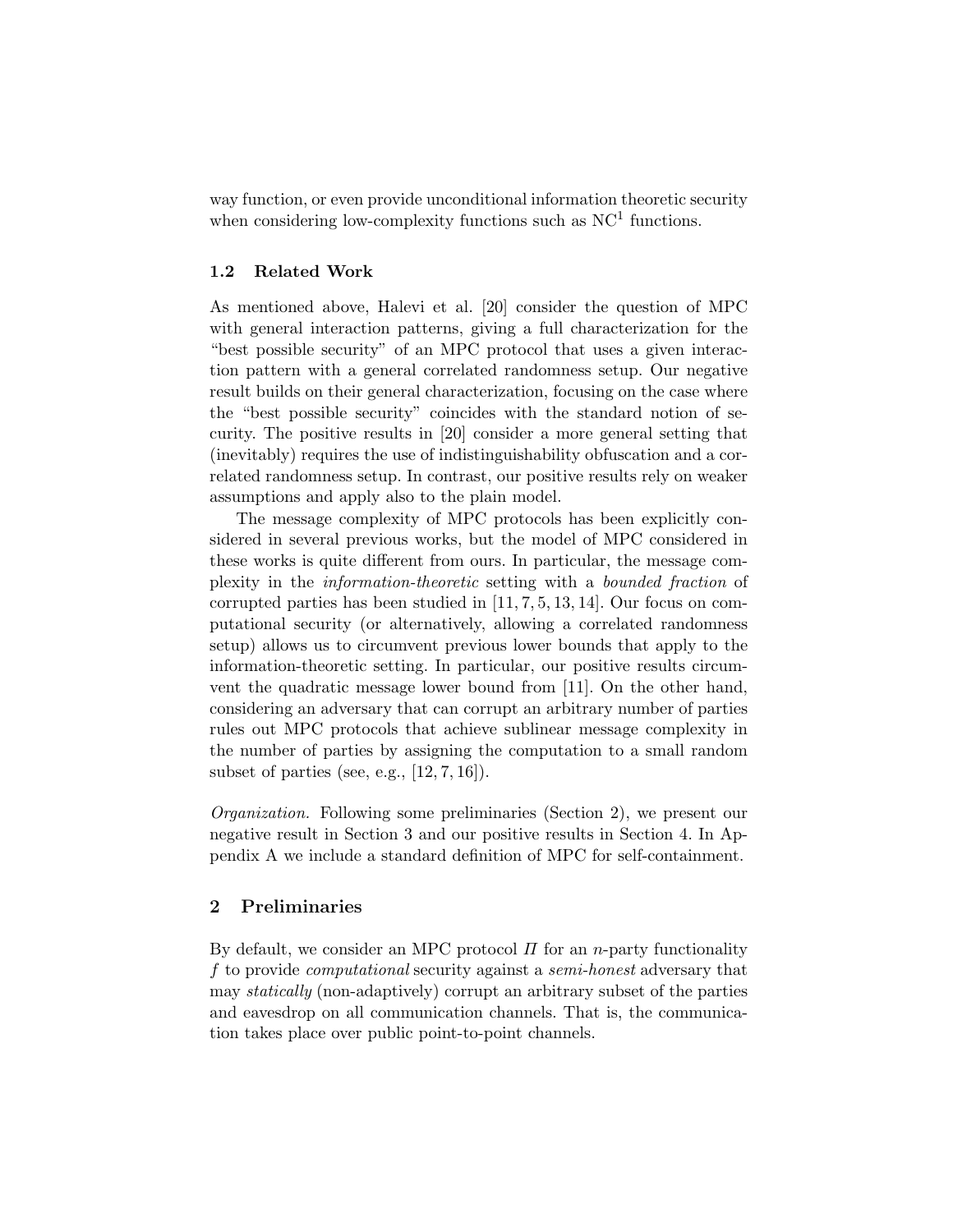way function, or even provide unconditional information theoretic security when considering low-complexity functions such as $\mathrm{NC}^1$ functions.

### 1.2 Related Work

As mentioned above, Halevi et al. [20] consider the question of MPC with general interaction patterns, giving a full characterization for the "best possible security" of an MPC protocol that uses a given interaction pattern with a general correlated randomness setup. Our negative result builds on their general characterization, focusing on the case where the "best possible security" coincides with the standard notion of security. The positive results in [20] consider a more general setting that (inevitably) requires the use of indistinguishability obfuscation and a correlated randomness setup. In contrast, our positive results rely on weaker assumptions and apply also to the plain model.

The message complexity of MPC protocols has been explicitly considered in several previous works, but the model of MPC considered in these works is quite different from ours. In particular, the message complexity in the *information-theoretic* setting with a *bounded fraction* of corrupted parties has been studied in [11, 7, 5, 13, 14]. Our focus on computational security (or alternatively, allowing a correlated randomness setup) allows us to circumvent previous lower bounds that apply to the information-theoretic setting. In particular, our positive results circumvent the quadratic message lower bound from [11]. On the other hand, considering an adversary that can corrupt an arbitrary number of parties rules out MPC protocols that achieve sublinear message complexity in the number of parties by assigning the computation to a small random subset of parties (see, e.g., [12, 7, 16]).

*Organization.* Following some preliminaries (Section 2), we present our negative result in Section 3 and our positive results in Section 4. In Appendix A we include a standard definition of MPC for self-containment.

## 2 Preliminaries

By default, we consider an MPC protocol $\Pi$ for an $n$-party functionality $f$ to provide *computational* security against a *semi-honest* adversary that may *statically* (non-adaptively) corrupt an arbitrary subset of the parties and eavesdrop on all communication channels. That is, the communication takes place over public point-to-point channels.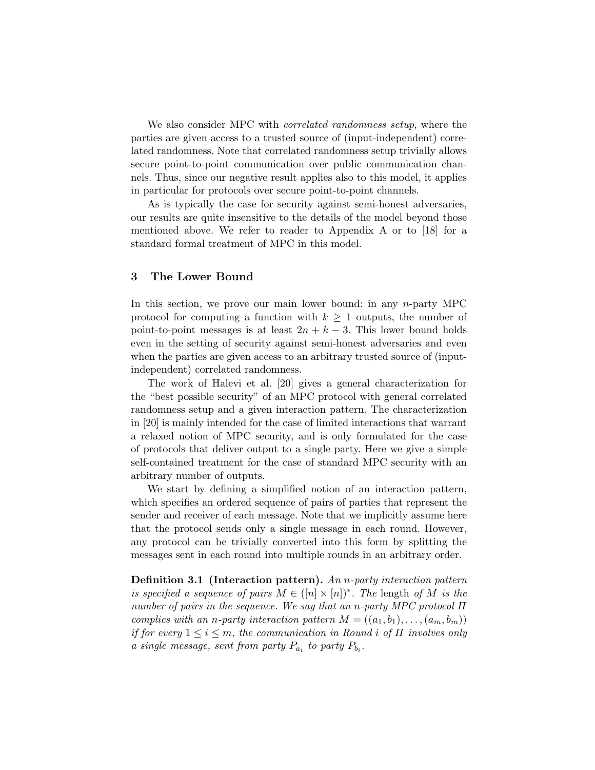We also consider MPC with *correlated randomness setup*, where the parties are given access to a trusted source of (input-independent) correlated randomness. Note that correlated randomness setup trivially allows secure point-to-point communication over public communication channels. Thus, since our negative result applies also to this model, it applies in particular for protocols over secure point-to-point channels.

As is typically the case for security against semi-honest adversaries, our results are quite insensitive to the details of the model beyond those mentioned above. We refer to reader to Appendix A or to [18] for a standard formal treatment of MPC in this model.

## 3 The Lower Bound

In this section, we prove our main lower bound: in any $n$-party MPC protocol for computing a function with $k \geq 1$ outputs, the number of point-to-point messages is at least $2n + k - 3$. This lower bound holds even in the setting of security against semi-honest adversaries and even when the parties are given access to an arbitrary trusted source of (input-independent) correlated randomness.

The work of Halevi et al. [20] gives a general characterization for the "best possible security" of an MPC protocol with general correlated randomness setup and a given interaction pattern. The characterization in [20] is mainly intended for the case of limited interactions that warrant a relaxed notion of MPC security, and is only formulated for the case of protocols that deliver output to a single party. Here we give a simple self-contained treatment for the case of standard MPC security with an arbitrary number of outputs.

We start by defining a simplified notion of an interaction pattern, which specifies an ordered sequence of pairs of parties that represent the sender and receiver of each message. Note that we implicitly assume here that the protocol sends only a single message in each round. However, any protocol can be trivially converted into this form by splitting the messages sent in each round into multiple rounds in an arbitrary order.

**Definition 3.1 (Interaction pattern).** *An $n$-party interaction pattern is specified a sequence of pairs $M \in ([n] \times [n])^*$. The* length *of $M$ is the number of pairs in the sequence. We say that an $n$-party MPC protocol $\Pi$ complies with an $n$-party interaction pattern $M = ((a_1, b_1), \ldots, (a_m, b_m))$ if for every $1 \leq i \leq m$, the communication in Round $i$ of $\Pi$ involves only a single message, sent from party $P_{a_i}$ to party $P_{b_i}$.*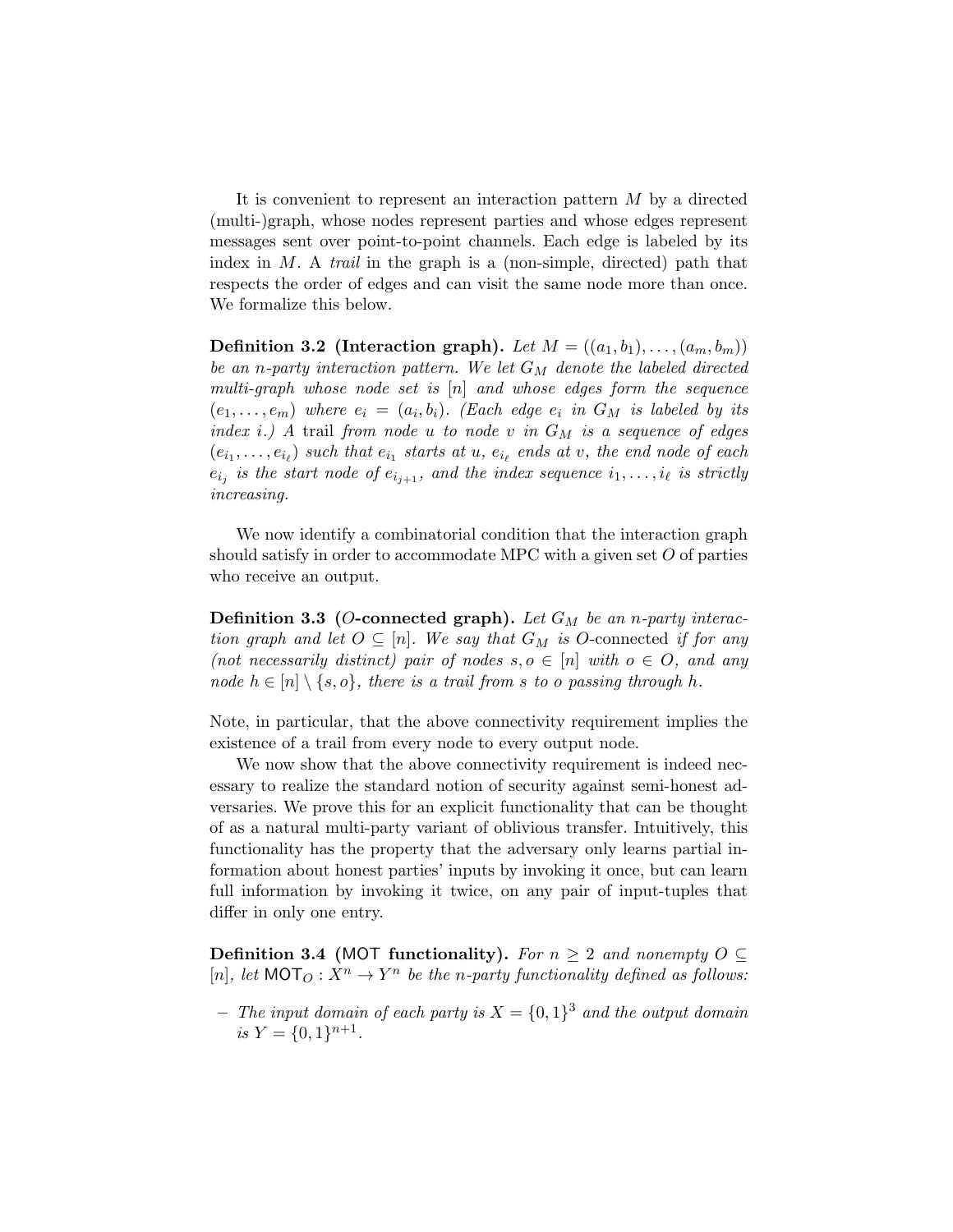It is convenient to represent an interaction pattern $M$ by a directed (multi-)graph, whose nodes represent parties and whose edges represent messages sent over point-to-point channels. Each edge is labeled by its index in $M$. A *trail* in the graph is a (non-simple, directed) path that respects the order of edges and can visit the same node more than once. We formalize this below.

**Definition 3.2 (Interaction graph).** *Let $M = ((a_1, b_1), \ldots, (a_m, b_m))$ be an $n$-party interaction pattern. We let $G_M$ denote the labeled directed multi-graph whose node set is $[n]$ and whose edges form the sequence $(e_1, \ldots, e_m)$ where $e_i = (a_i, b_i)$. (Each edge $e_i$ in $G_M$ is labeled by its index $i$.) A* trail *from node $u$ to node $v$ in $G_M$ is a sequence of edges $(e_{i_1}, \ldots, e_{i_\ell})$ such that $e_{i_1}$ starts at $u$, $e_{i_\ell}$ ends at $v$, the end node of each $e_{i_j}$ is the start node of $e_{i_{j+1}}$, and the index sequence $i_1, \ldots, i_\ell$ is strictly increasing.*

We now identify a combinatorial condition that the interaction graph should satisfy in order to accommodate MPC with a given set $O$ of parties who receive an output.

**Definition 3.3 ($O$-connected graph).** *Let $G_M$ be an $n$-party interaction graph and let $O \subseteq [n]$. We say that $G_M$ is* $O$-connected *if for any (not necessarily distinct) pair of nodes $s, o \in [n]$ with $o \in O$, and any node $h \in [n] \setminus \{s, o\}$, there is a trail from $s$ to $o$ passing through $h$.*

Note, in particular, that the above connectivity requirement implies the existence of a trail from every node to every output node.

We now show that the above connectivity requirement is indeed necessary to realize the standard notion of security against semi-honest adversaries. We prove this for an explicit functionality that can be thought of as a natural multi-party variant of oblivious transfer. Intuitively, this functionality has the property that the adversary only learns partial information about honest parties' inputs by invoking it once, but can learn full information by invoking it twice, on any pair of input-tuples that differ in only one entry.

**Definition 3.4 ($\mathsf{MOT}$ functionality).** *For $n \geq 2$ and nonempty $O \subseteq [n]$, let $\mathsf{MOT}_O : X^n \to Y^n$ be the $n$-party functionality defined as follows:*

- *The input domain of each party is $X = \{0, 1\}^3$ and the output domain is $Y = \{0, 1\}^{n+1}$.*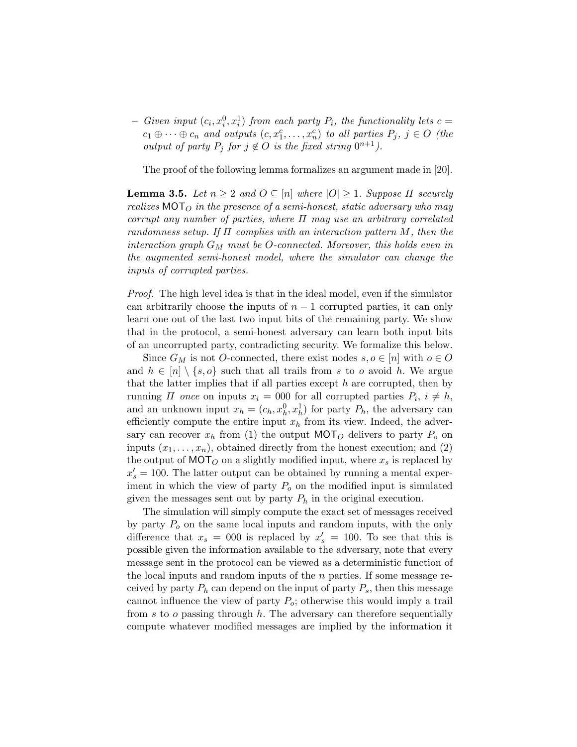– *Given input $(c_i, x_i^0, x_i^1)$ from each party $P_i$, the functionality lets $c = c_1 \oplus \cdots \oplus c_n$ and outputs $(c, x_1^c, \ldots, x_n^c)$ to all parties $P_j$, $j \in O$ (the output of party $P_j$ for $j \notin O$ is the fixed string $0^{n+1}$).*

The proof of the following lemma formalizes an argument made in [20].

**Lemma 3.5.** *Let $n \geq 2$ and $O \subseteq [n]$ where $|O| \geq 1$. Suppose $\Pi$ securely realizes $\mathsf{MOT}_O$ in the presence of a semi-honest, static adversary who may corrupt any number of parties, where $\Pi$ may use an arbitrary correlated randomness setup. If $\Pi$ complies with an interaction pattern $M$, then the interaction graph $G_M$ must be $O$-connected. Moreover, this holds even in the augmented semi-honest model, where the simulator can change the inputs of corrupted parties.*

*Proof.* The high level idea is that in the ideal model, even if the simulator can arbitrarily choose the inputs of $n-1$ corrupted parties, it can only learn one out of the last two input bits of the remaining party. We show that in the protocol, a semi-honest adversary can learn both input bits of an uncorrupted party, contradicting security. We formalize this below.

Since $G_M$ is not $O$-connected, there exist nodes $s, o \in [n]$ with $o \in O$ and $h \in [n] \setminus \{s, o\}$ such that all trails from $s$ to $o$ avoid $h$. We argue that the latter implies that if all parties except $h$ are corrupted, then by running $\Pi$ *once* on inputs $x_i = 000$ for all corrupted parties $P_i$, $i \neq h$, and an unknown input $x_h = (c_h, x_h^0, x_h^1)$ for party $P_h$, the adversary can efficiently compute the entire input $x_h$ from its view. Indeed, the adversary can recover $x_h$ from (1) the output $\mathsf{MOT}_O$ delivers to party $P_o$ on inputs $(x_1, \ldots, x_n)$, obtained directly from the honest execution; and (2) the output of $\mathsf{MOT}_O$ on a slightly modified input, where $x_s$ is replaced by $x_s' = 100$. The latter output can be obtained by running a mental experiment in which the view of party $P_o$ on the modified input is simulated given the messages sent out by party $P_h$ in the original execution.

The simulation will simply compute the exact set of messages received by party $P_o$ on the same local inputs and random inputs, with the only difference that $x_s = 000$ is replaced by $x_s' = 100$. To see that this is possible given the information available to the adversary, note that every message sent in the protocol can be viewed as a deterministic function of the local inputs and random inputs of the $n$ parties. If some message received by party $P_h$ can depend on the input of party $P_s$, then this message cannot influence the view of party $P_o$; otherwise this would imply a trail from $s$ to $o$ passing through $h$. The adversary can therefore sequentially compute whatever modified messages are implied by the information it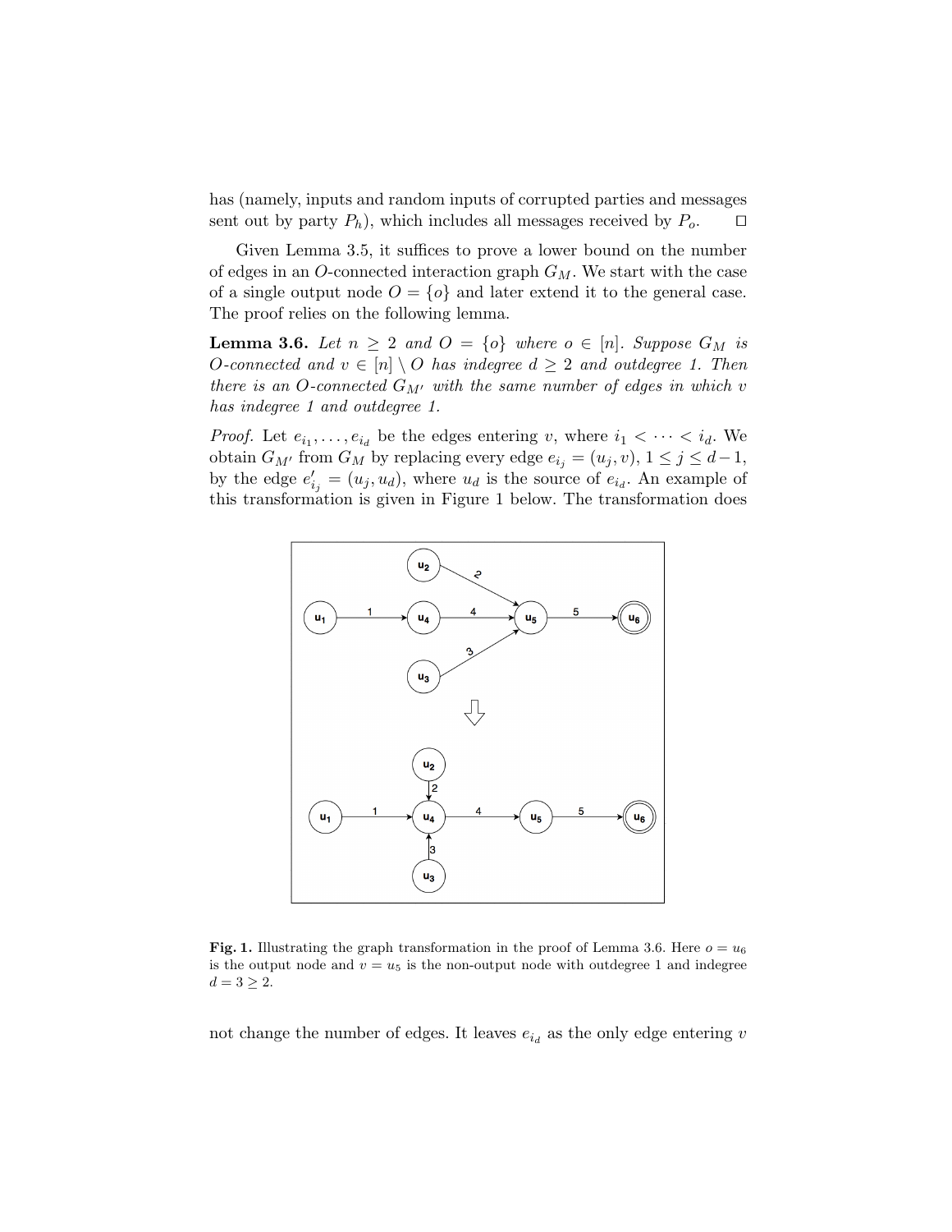has (namely, inputs and random inputs of corrupted parties and messages sent out by party $P_h$), which includes all messages received by $P_o$. □

Given Lemma 3.5, it suffices to prove a lower bound on the number of edges in an $O$-connected interaction graph $G_M$. We start with the case of a single output node $O = \{o\}$ and later extend it to the general case. The proof relies on the following lemma.

**Lemma 3.6.** *Let $n \geq 2$ and $O = \{o\}$ where $o \in [n]$. Suppose $G_M$ is $O$-connected and $v \in [n] \setminus O$ has indegree $d \geq 2$ and outdegree 1. Then there is an $O$-connected $G_{M'}$ with the same number of edges in which $v$ has indegree 1 and outdegree 1.*

*Proof.* Let $e_{i_1}, \ldots, e_{i_d}$ be the edges entering $v$, where $i_1 < \cdots < i_d$. We obtain $G_{M'}$ from $G_M$ by replacing every edge $e_{i_j} = (u_j, v)$, $1 \leq j \leq d-1$, by the edge $e'_{i_j} = (u_j, u_d)$, where $u_d$ is the source of $e_{i_d}$. An example of this transformation is given in Figure 1 below. The transformation does

**Fig. 1.** Illustrating the graph transformation in the proof of Lemma 3.6. Here $o = u_6$ is the output node and $v = u_5$ is the non-output node with outdegree 1 and indegree $d = 3 \geq 2$.

not change the number of edges. It leaves $e_{i_d}$ as the only edge entering $v$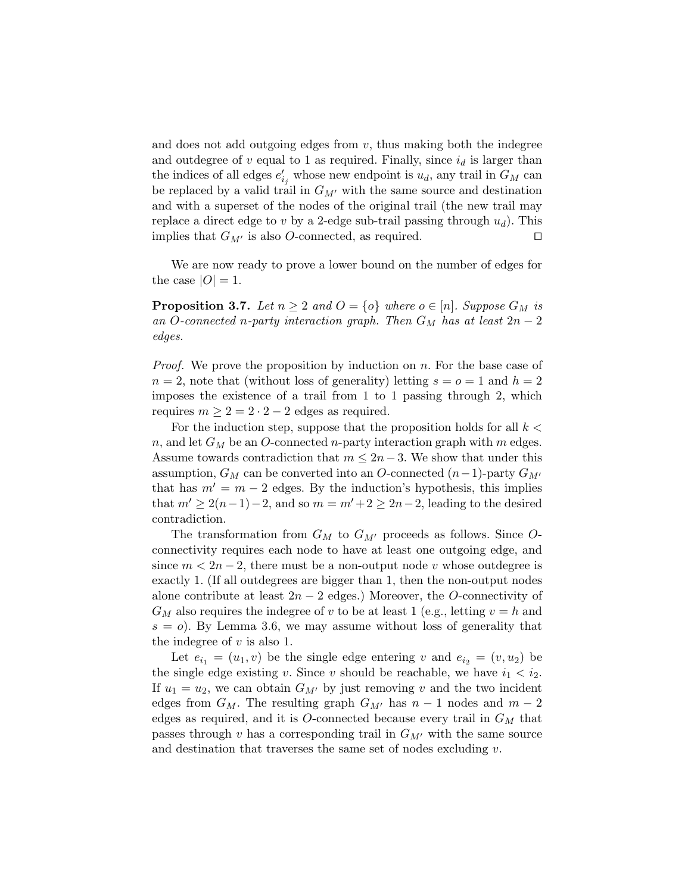and does not add outgoing edges from $v$, thus making both the indegree and outdegree of $v$ equal to 1 as required. Finally, since $i_d$ is larger than the indices of all edges $e'_{i_j}$ whose new endpoint is $u_d$, any trail in $G_M$ can be replaced by a valid trail in $G_{M'}$ with the same source and destination and with a superset of the nodes of the original trail (the new trail may replace a direct edge to $v$ by a 2-edge sub-trail passing through $u_d$). This implies that $G_{M'}$ is also $O$-connected, as required. □

We are now ready to prove a lower bound on the number of edges for the case $|O| = 1$.

**Proposition 3.7.** *Let $n \geq 2$ and $O = \{o\}$ where $o \in [n]$. Suppose $G_M$ is an $O$-connected $n$-party interaction graph. Then $G_M$ has at least $2n - 2$ edges.*

*Proof.* We prove the proposition by induction on $n$. For the base case of $n = 2$, note that (without loss of generality) letting $s = o = 1$ and $h = 2$ imposes the existence of a trail from 1 to 1 passing through 2, which requires $m \geq 2 = 2 \cdot 2 - 2$ edges as required.

For the induction step, suppose that the proposition holds for all $k < n$, and let $G_M$ be an $O$-connected $n$-party interaction graph with $m$ edges. Assume towards contradiction that $m \leq 2n - 3$. We show that under this assumption, $G_M$ can be converted into an $O$-connected $(n-1)$-party $G_{M'}$ that has $m' = m - 2$ edges. By the induction's hypothesis, this implies that $m' \geq 2(n-1) - 2$, and so $m = m' + 2 \geq 2n - 2$, leading to the desired contradiction.

The transformation from $G_M$ to $G_{M'}$ proceeds as follows. Since $O$-connectivity requires each node to have at least one outgoing edge, and since $m < 2n - 2$, there must be a non-output node $v$ whose outdegree is exactly 1. (If all outdegrees are bigger than 1, then the non-output nodes alone contribute at least $2n - 2$ edges.) Moreover, the $O$-connectivity of $G_M$ also requires the indegree of $v$ to be at least 1 (e.g., letting $v = h$ and $s = o$). By Lemma 3.6, we may assume without loss of generality that the indegree of $v$ is also 1.

Let $e_{i_1} = (u_1, v)$ be the single edge entering $v$ and $e_{i_2} = (v, u_2)$ be the single edge existing $v$. Since $v$ should be reachable, we have $i_1 < i_2$. If $u_1 = u_2$, we can obtain $G_{M'}$ by just removing $v$ and the two incident edges from $G_M$. The resulting graph $G_{M'}$ has $n - 1$ nodes and $m - 2$ edges as required, and it is $O$-connected because every trail in $G_M$ that passes through $v$ has a corresponding trail in $G_{M'}$ with the same source and destination that traverses the same set of nodes excluding $v$.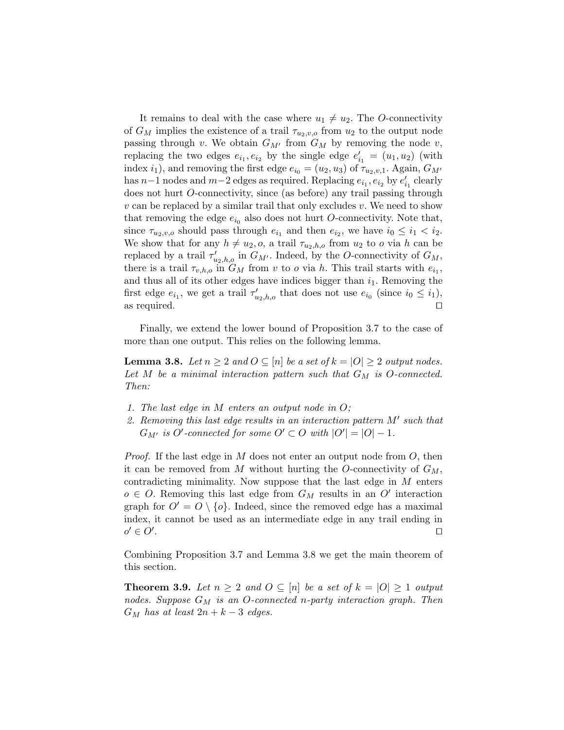It remains to deal with the case where $u_1 \neq u_2$. The $O$-connectivity of $G_M$ implies the existence of a trail $\tau_{u_2,v,o}$ from $u_2$ to the output node passing through $v$. We obtain $G_{M'}$ from $G_M$ by removing the node $v$, replacing the two edges $e_{i_1}, e_{i_2}$ by the single edge $e'_{i_1} = (u_1, u_2)$ (with index $i_1$), and removing the first edge $e_{i_0} = (u_2, u_3)$ of $\tau_{u_2,v,1}$. Again, $G_{M'}$ has $n-1$ nodes and $m-2$ edges as required. Replacing $e_{i_1}, e_{i_2}$ by $e'_{i_1}$ clearly does not hurt $O$-connectivity, since (as before) any trail passing through $v$ can be replaced by a similar trail that only excludes $v$. We need to show that removing the edge $e_{i_0}$ also does not hurt $O$-connectivity. Note that, since $\tau_{u_2,v,o}$ should pass through $e_{i_1}$ and then $e_{i_2}$, we have $i_0 \leq i_1 < i_2$. We show that for any $h \neq u_2, o$, a trail $\tau_{u_2,h,o}$ from $u_2$ to $o$ via $h$ can be replaced by a trail $\tau'_{u_2,h,o}$ in $G_{M'}$. Indeed, by the $O$-connectivity of $G_M$, there is a trail $\tau_{v,h,o}$ in $G_M$ from $v$ to $o$ via $h$. This trail starts with $e_{i_1}$, and thus all of its other edges have indices bigger than $i_1$. Removing the first edge $e_{i_1}$, we get a trail $\tau'_{u_2,h,o}$ that does not use $e_{i_0}$ (since $i_0 \leq i_1$), as required. $\square$

Finally, we extend the lower bound of Proposition 3.7 to the case of more than one output. This relies on the following lemma.

**Lemma 3.8.** *Let $n \geq 2$ and $O \subseteq [n]$ be a set of $k = |O| \geq 2$ output nodes. Let $M$ be a minimal interaction pattern such that $G_M$ is $O$-connected. Then:*

1. *The last edge in $M$ enters an output node in $O$;*
2. *Removing this last edge results in an interaction pattern $M'$ such that $G_{M'}$ is $O'$-connected for some $O' \subset O$ with $|O'| = |O| - 1$.*

*Proof.* If the last edge in $M$ does not enter an output node from $O$, then it can be removed from $M$ without hurting the $O$-connectivity of $G_M$, contradicting minimality. Now suppose that the last edge in $M$ enters $o \in O$. Removing this last edge from $G_M$ results in an $O'$ interaction graph for $O' = O \setminus \{o\}$. Indeed, since the removed edge has a maximal index, it cannot be used as an intermediate edge in any trail ending in $o' \in O'$. $\square$

Combining Proposition 3.7 and Lemma 3.8 we get the main theorem of this section.

**Theorem 3.9.** *Let $n \geq 2$ and $O \subseteq [n]$ be a set of $k = |O| \geq 1$ output nodes. Suppose $G_M$ is an $O$-connected $n$-party interaction graph. Then $G_M$ has at least $2n + k - 3$ edges.*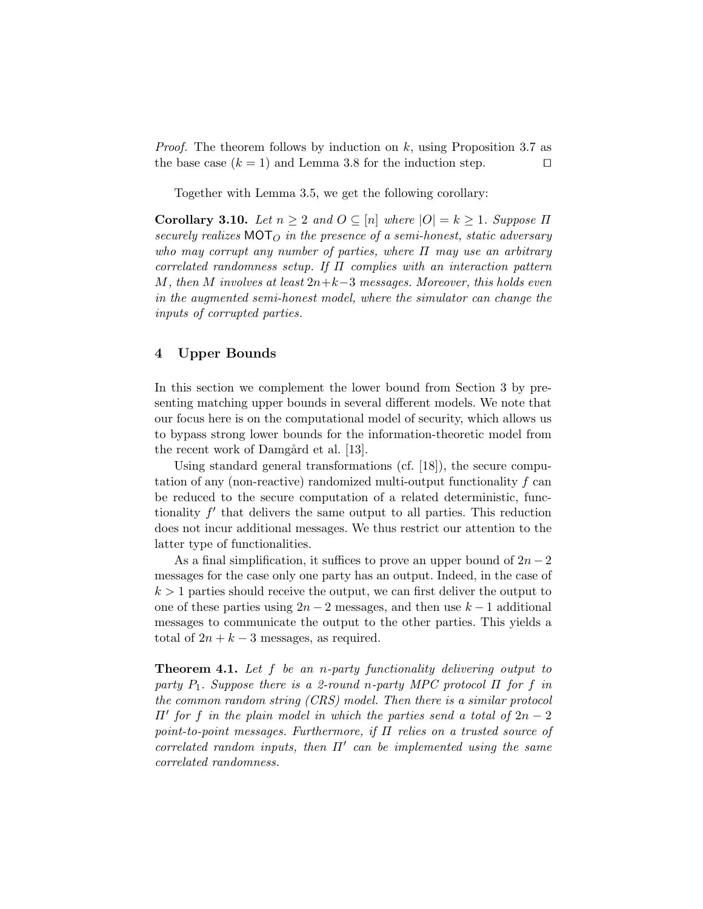*Proof.* The theorem follows by induction on $k$, using Proposition 3.7 as the base case ($k = 1$) and Lemma 3.8 for the induction step. $\square$

Together with Lemma 3.5, we get the following corollary:

**Corollary 3.10.** *Let $n \geq 2$ and $O \subseteq [n]$ where $|O| = k \geq 1$. Suppose $\Pi$ securely realizes $\mathsf{MOT}_O$ in the presence of a semi-honest, static adversary who may corrupt any number of parties, where $\Pi$ may use an arbitrary correlated randomness setup. If $\Pi$ complies with an interaction pattern $M$, then $M$ involves at least $2n+k-3$ messages. Moreover, this holds even in the augmented semi-honest model, where the simulator can change the inputs of corrupted parties.*

## 4 Upper Bounds

In this section we complement the lower bound from Section 3 by presenting matching upper bounds in several different models. We note that our focus here is on the computational model of security, which allows us to bypass strong lower bounds for the information-theoretic model from the recent work of Damgård et al. [13].

Using standard general transformations (cf. [18]), the secure computation of any (non-reactive) randomized multi-output functionality $f$ can be reduced to the secure computation of a related deterministic, functionality $f'$ that delivers the same output to all parties. This reduction does not incur additional messages. We thus restrict our attention to the latter type of functionalities.

As a final simplification, it suffices to prove an upper bound of $2n-2$ messages for the case only one party has an output. Indeed, in the case of $k > 1$ parties should receive the output, we can first deliver the output to one of these parties using $2n-2$ messages, and then use $k-1$ additional messages to communicate the output to the other parties. This yields a total of $2n+k-3$ messages, as required.

**Theorem 4.1.** *Let $f$ be an $n$-party functionality delivering output to party $P_1$. Suppose there is a 2-round $n$-party MPC protocol $\Pi$ for $f$ in the common random string (CRS) model. Then there is a similar protocol $\Pi'$ for $f$ in the plain model in which the parties send a total of $2n-2$ point-to-point messages. Furthermore, if $\Pi$ relies on a trusted source of correlated random inputs, then $\Pi'$ can be implemented using the same correlated randomness.*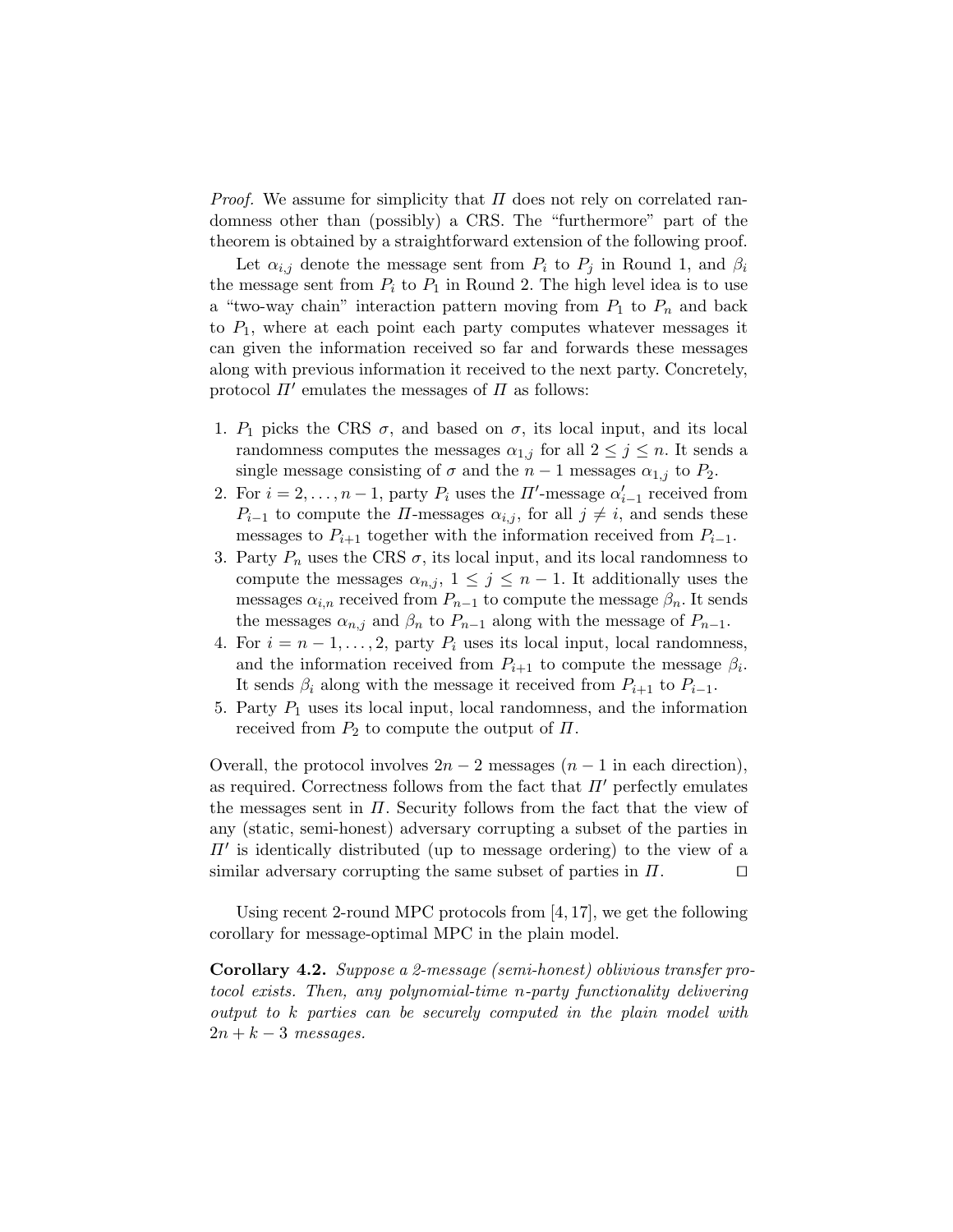*Proof.* We assume for simplicity that $\Pi$ does not rely on correlated randomness other than (possibly) a CRS. The "furthermore" part of the theorem is obtained by a straightforward extension of the following proof.

Let $\alpha_{i,j}$ denote the message sent from $P_i$ to $P_j$ in Round 1, and $\beta_i$ the message sent from $P_i$ to $P_1$ in Round 2. The high level idea is to use a "two-way chain" interaction pattern moving from $P_1$ to $P_n$ and back to $P_1$, where at each point each party computes whatever messages it can given the information received so far and forwards these messages along with previous information it received to the next party. Concretely, protocol $\Pi'$ emulates the messages of $\Pi$ as follows:

1. $P_1$ picks the CRS $\sigma$, and based on $\sigma$, its local input, and its local randomness computes the messages $\alpha_{1,j}$ for all $2 \leq j \leq n$. It sends a single message consisting of $\sigma$ and the $n-1$ messages $\alpha_{1,j}$ to $P_2$.
2. For $i = 2, \ldots, n-1$, party $P_i$ uses the $\Pi'$-message $\alpha'_{i-1}$ received from $P_{i-1}$ to compute the $\Pi$-messages $\alpha_{i,j}$, for all $j \neq i$, and sends these messages to $P_{i+1}$ together with the information received from $P_{i-1}$.
3. Party $P_n$ uses the CRS $\sigma$, its local input, and its local randomness to compute the messages $\alpha_{n,j}$, $1 \leq j \leq n-1$. It additionally uses the messages $\alpha_{i,n}$ received from $P_{n-1}$ to compute the message $\beta_n$. It sends the messages $\alpha_{n,j}$ and $\beta_n$ to $P_{n-1}$ along with the message of $P_{n-1}$.
4. For $i = n-1, \ldots, 2$, party $P_i$ uses its local input, local randomness, and the information received from $P_{i+1}$ to compute the message $\beta_i$. It sends $\beta_i$ along with the message it received from $P_{i+1}$ to $P_{i-1}$.
5. Party $P_1$ uses its local input, local randomness, and the information received from $P_2$ to compute the output of $\Pi$.

Overall, the protocol involves $2n-2$ messages ($n-1$ in each direction), as required. Correctness follows from the fact that $\Pi'$ perfectly emulates the messages sent in $\Pi$. Security follows from the fact that the view of any (static, semi-honest) adversary corrupting a subset of the parties in $\Pi'$ is identically distributed (up to message ordering) to the view of a similar adversary corrupting the same subset of parties in $\Pi$. $\square$

Using recent 2-round MPC protocols from [4, 17], we get the following corollary for message-optimal MPC in the plain model.

**Corollary 4.2.** *Suppose a 2-message (semi-honest) oblivious transfer protocol exists. Then, any polynomial-time $n$-party functionality delivering output to $k$ parties can be securely computed in the plain model with $2n+k-3$ messages.*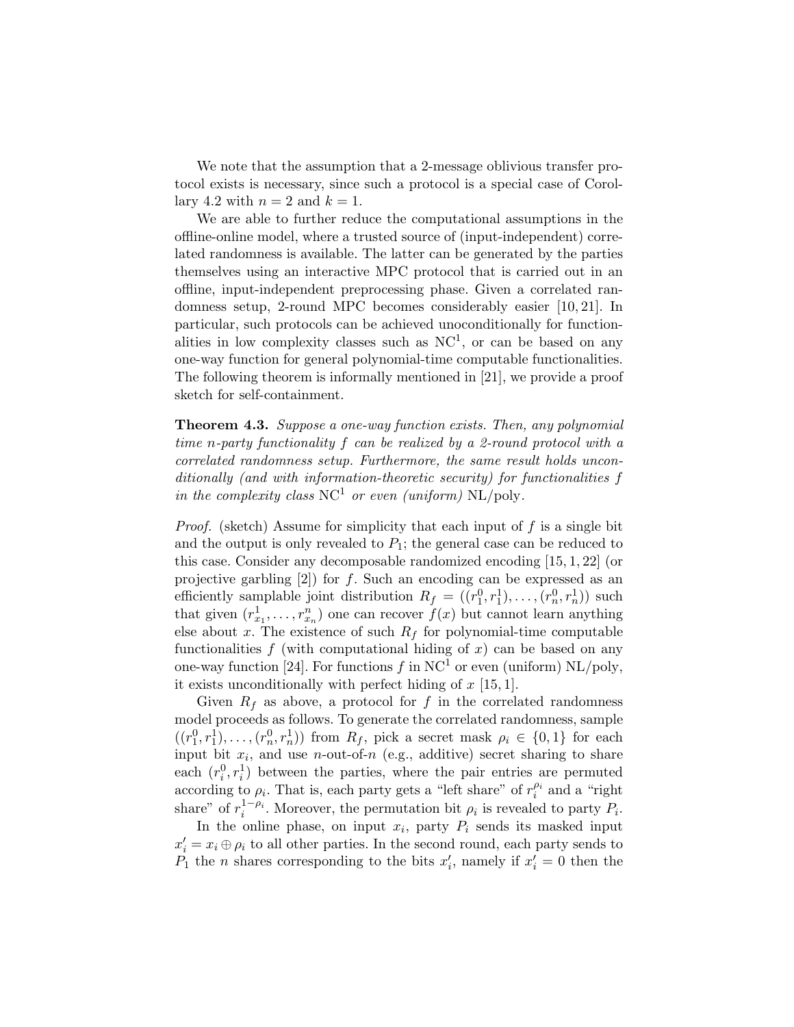We note that the assumption that a 2-message oblivious transfer protocol exists is necessary, since such a protocol is a special case of Corollary 4.2 with $n = 2$ and $k = 1$.

We are able to further reduce the computational assumptions in the offline-online model, where a trusted source of (input-independent) correlated randomness is available. The latter can be generated by the parties themselves using an interactive MPC protocol that is carried out in an offline, input-independent preprocessing phase. Given a correlated randomness setup, 2-round MPC becomes considerably easier [10, 21]. In particular, such protocols can be achieved unconditionally for functionalities in low complexity classes such as $\mathrm{NC}^1$, or can be based on any one-way function for general polynomial-time computable functionalities. The following theorem is informally mentioned in [21], we provide a proof sketch for self-containment.

**Theorem 4.3.** *Suppose a one-way function exists. Then, any polynomial time n-party functionality f can be realized by a 2-round protocol with a correlated randomness setup. Furthermore, the same result holds unconditionally (and with information-theoretic security) for functionalities f in the complexity class* $\mathrm{NC}^1$ *or even (uniform)* $\mathrm{NL/poly}$.

*Proof.* (sketch) Assume for simplicity that each input of $f$ is a single bit and the output is only revealed to $P_1$; the general case can be reduced to this case. Consider any decomposable randomized encoding [15, 1, 22] (or projective garbling [2]) for $f$. Such an encoding can be expressed as an efficiently samplable joint distribution $R_f = ((r_1^0, r_1^1), \ldots, (r_n^0, r_n^1))$ such that given $(r_{x_1}^1, \ldots, r_{x_n}^n)$ one can recover $f(x)$ but cannot learn anything else about $x$. The existence of such $R_f$ for polynomial-time computable functionalities $f$ (with computational hiding of $x$) can be based on any one-way function [24]. For functions $f$ in $\mathrm{NC}^1$ or even (uniform) $\mathrm{NL/poly}$, it exists unconditionally with perfect hiding of $x$ [15, 1].

Given $R_f$ as above, a protocol for $f$ in the correlated randomness model proceeds as follows. To generate the correlated randomness, sample $((r_1^0, r_1^1), \ldots, (r_n^0, r_n^1))$ from $R_f$, pick a secret mask $\rho_i \in \{0, 1\}$ for each input bit $x_i$, and use $n$-out-of-$n$ (e.g., additive) secret sharing to share each $(r_i^0, r_i^1)$ between the parties, where the pair entries are permuted according to $\rho_i$. That is, each party gets a "left share" of $r_i^{\rho_i}$ and a "right share" of $r_i^{1-\rho_i}$. Moreover, the permutation bit $\rho_i$ is revealed to party $P_i$.

In the online phase, on input $x_i$, party $P_i$ sends its masked input $x_i' = x_i \oplus \rho_i$ to all other parties. In the second round, each party sends to $P_1$ the $n$ shares corresponding to the bits $x_i'$, namely if $x_i' = 0$ then the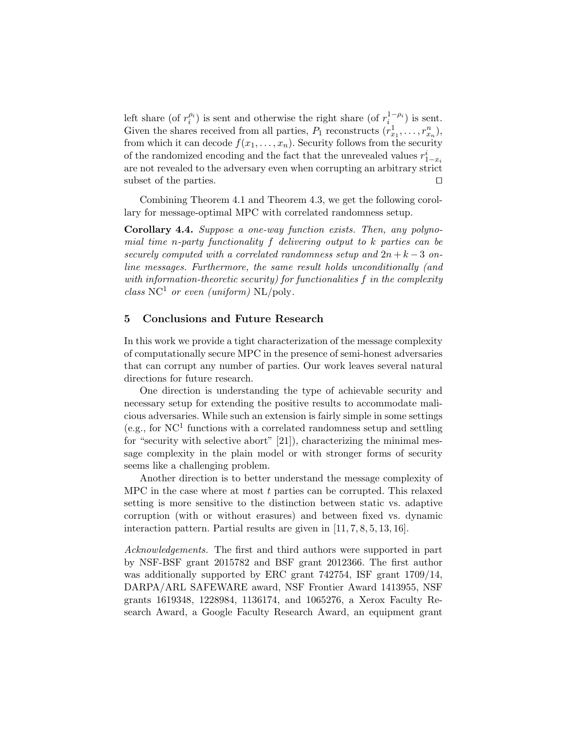left share (of $r_i^{\rho_i}$) is sent and otherwise the right share (of $r_i^{1-\rho_i}$) is sent. Given the shares received from all parties, $P_1$ reconstructs $(r_{x_1}^1, \ldots, r_{x_n}^n)$, from which it can decode $f(x_1, \ldots, x_n)$. Security follows from the security of the randomized encoding and the fact that the unrevealed values $r_{1-x_i}^i$ are not revealed to the adversary even when corrupting an arbitrary strict subset of the parties. ◻

Combining Theorem 4.1 and Theorem 4.3, we get the following corollary for message-optimal MPC with correlated randomness setup.

**Corollary 4.4.** *Suppose a one-way function exists. Then, any polynomial time $n$-party functionality $f$ delivering output to $k$ parties can be securely computed with a correlated randomness setup and $2n + k - 3$ online messages. Furthermore, the same result holds unconditionally (and with information-theoretic security) for functionalities $f$ in the complexity class* $\mathrm{NC}^1$ *or even (uniform)* NL/poly.

## 5 Conclusions and Future Research

In this work we provide a tight characterization of the message complexity of computationally secure MPC in the presence of semi-honest adversaries that can corrupt any number of parties. Our work leaves several natural directions for future research.

One direction is understanding the type of achievable security and necessary setup for extending the positive results to accommodate malicious adversaries. While such an extension is fairly simple in some settings (e.g., for $\mathrm{NC}^1$ functions with a correlated randomness setup and settling for "security with selective abort" [21]), characterizing the minimal message complexity in the plain model or with stronger forms of security seems like a challenging problem.

Another direction is to better understand the message complexity of MPC in the case where at most $t$ parties can be corrupted. This relaxed setting is more sensitive to the distinction between static vs. adaptive corruption (with or without erasures) and between fixed vs. dynamic interaction pattern. Partial results are given in [11, 7, 8, 5, 13, 16].

*Acknowledgements.* The first and third authors were supported in part by NSF-BSF grant 2015782 and BSF grant 2012366. The first author was additionally supported by ERC grant 742754, ISF grant 1709/14, DARPA/ARL SAFEWARE award, NSF Frontier Award 1413955, NSF grants 1619348, 1228984, 1136174, and 1065276, a Xerox Faculty Research Award, a Google Faculty Research Award, an equipment grant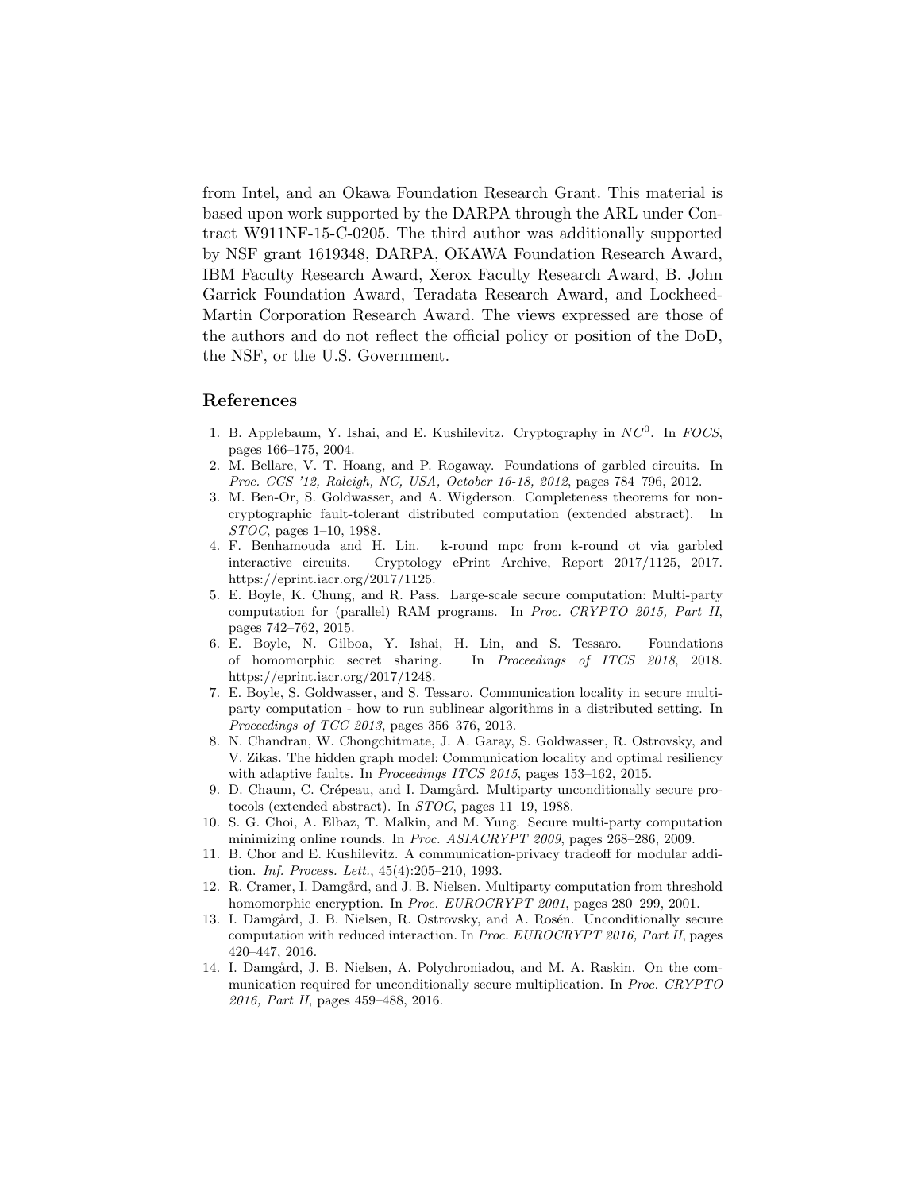from Intel, and an Okawa Foundation Research Grant. This material is based upon work supported by the DARPA through the ARL under Contract W911NF-15-C-0205. The third author was additionally supported by NSF grant 1619348, DARPA, OKAWA Foundation Research Award, IBM Faculty Research Award, Xerox Faculty Research Award, B. John Garrick Foundation Award, Teradata Research Award, and Lockheed-Martin Corporation Research Award. The views expressed are those of the authors and do not reflect the official policy or position of the DoD, the NSF, or the U.S. Government.

## References

1. B. Applebaum, Y. Ishai, and E. Kushilevitz. Cryptography in $NC^0$. In *FOCS*, pages 166–175, 2004.
2. M. Bellare, V. T. Hoang, and P. Rogaway. Foundations of garbled circuits. In *Proc. CCS '12, Raleigh, NC, USA, October 16-18, 2012*, pages 784–796, 2012.
3. M. Ben-Or, S. Goldwasser, and A. Wigderson. Completeness theorems for non-cryptographic fault-tolerant distributed computation (extended abstract). In *STOC*, pages 1–10, 1988.
4. F. Benhamouda and H. Lin. k-round mpc from k-round ot via garbled interactive circuits. Cryptology ePrint Archive, Report 2017/1125, 2017. https://eprint.iacr.org/2017/1125.
5. E. Boyle, K. Chung, and R. Pass. Large-scale secure computation: Multi-party computation for (parallel) RAM programs. In *Proc. CRYPTO 2015, Part II*, pages 742–762, 2015.
6. E. Boyle, N. Gilboa, Y. Ishai, H. Lin, and S. Tessaro. Foundations of homomorphic secret sharing. In *Proceedings of ITCS 2018*, 2018. https://eprint.iacr.org/2017/1248.
7. E. Boyle, S. Goldwasser, and S. Tessaro. Communication locality in secure multi-party computation - how to run sublinear algorithms in a distributed setting. In *Proceedings of TCC 2013*, pages 356–376, 2013.
8. N. Chandran, W. Chongchitmate, J. A. Garay, S. Goldwasser, R. Ostrovsky, and V. Zikas. The hidden graph model: Communication locality and optimal resiliency with adaptive faults. In *Proceedings ITCS 2015*, pages 153–162, 2015.
9. D. Chaum, C. Crépeau, and I. Damgård. Multiparty unconditionally secure protocols (extended abstract). In *STOC*, pages 11–19, 1988.
10. S. G. Choi, A. Elbaz, T. Malkin, and M. Yung. Secure multi-party computation minimizing online rounds. In *Proc. ASIACRYPT 2009*, pages 268–286, 2009.
11. B. Chor and E. Kushilevitz. A communication-privacy tradeoff for modular addition. *Inf. Process. Lett.*, 45(4):205–210, 1993.
12. R. Cramer, I. Damgård, and J. B. Nielsen. Multiparty computation from threshold homomorphic encryption. In *Proc. EUROCRYPT 2001*, pages 280–299, 2001.
13. I. Damgård, J. B. Nielsen, R. Ostrovsky, and A. Rosén. Unconditionally secure computation with reduced interaction. In *Proc. EUROCRYPT 2016, Part II*, pages 420–447, 2016.
14. I. Damgård, J. B. Nielsen, A. Polychroniadou, and M. A. Raskin. On the communication required for unconditionally secure multiplication. In *Proc. CRYPTO 2016, Part II*, pages 459–488, 2016.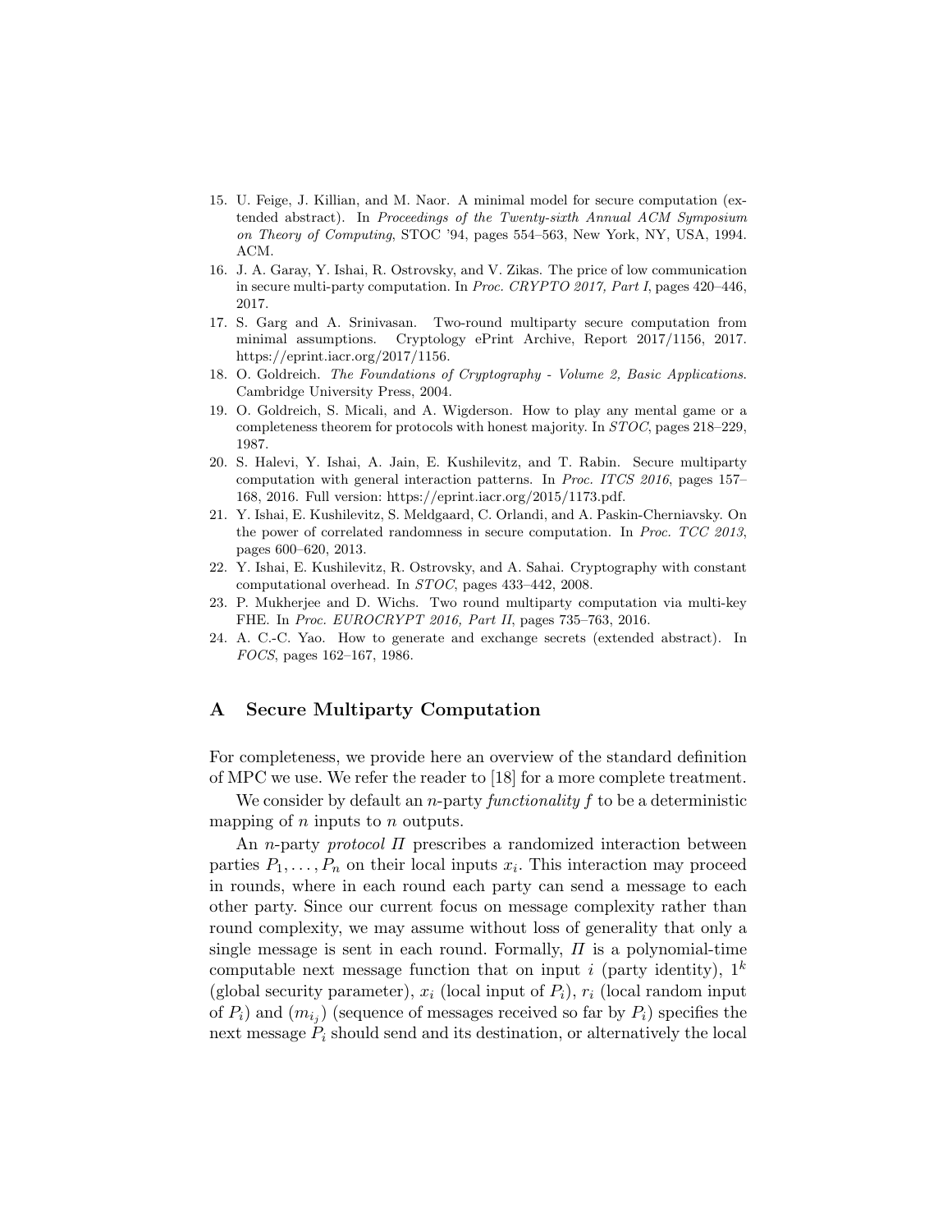15. U. Feige, J. Killian, and M. Naor. A minimal model for secure computation (extended abstract). In *Proceedings of the Twenty-sixth Annual ACM Symposium on Theory of Computing*, STOC '94, pages 554–563, New York, NY, USA, 1994. ACM.
16. J. A. Garay, Y. Ishai, R. Ostrovsky, and V. Zikas. The price of low communication in secure multi-party computation. In *Proc. CRYPTO 2017, Part I*, pages 420–446, 2017.
17. S. Garg and A. Srinivasan. Two-round multiparty secure computation from minimal assumptions. Cryptology ePrint Archive, Report 2017/1156, 2017. https://eprint.iacr.org/2017/1156.
18. O. Goldreich. *The Foundations of Cryptography - Volume 2, Basic Applications.* Cambridge University Press, 2004.
19. O. Goldreich, S. Micali, and A. Wigderson. How to play any mental game or a completeness theorem for protocols with honest majority. In *STOC*, pages 218–229, 1987.
20. S. Halevi, Y. Ishai, A. Jain, E. Kushilevitz, and T. Rabin. Secure multiparty computation with general interaction patterns. In *Proc. ITCS 2016*, pages 157–168, 2016. Full version: https://eprint.iacr.org/2015/1173.pdf.
21. Y. Ishai, E. Kushilevitz, S. Meldgaard, C. Orlandi, and A. Paskin-Cherniavsky. On the power of correlated randomness in secure computation. In *Proc. TCC 2013*, pages 600–620, 2013.
22. Y. Ishai, E. Kushilevitz, R. Ostrovsky, and A. Sahai. Cryptography with constant computational overhead. In *STOC*, pages 433–442, 2008.
23. P. Mukherjee and D. Wichs. Two round multiparty computation via multi-key FHE. In *Proc. EUROCRYPT 2016, Part II*, pages 735–763, 2016.
24. A. C.-C. Yao. How to generate and exchange secrets (extended abstract). In *FOCS*, pages 162–167, 1986.

# A Secure Multiparty Computation

For completeness, we provide here an overview of the standard definition of MPC we use. We refer the reader to [18] for a more complete treatment.

We consider by default an $n$-party *functionality* $f$ to be a deterministic mapping of $n$ inputs to $n$ outputs.

An $n$-party *protocol* $\Pi$ prescribes a randomized interaction between parties $P_1, \ldots, P_n$ on their local inputs $x_i$. This interaction may proceed in rounds, where in each round each party can send a message to each other party. Since our current focus on message complexity rather than round complexity, we may assume without loss of generality that only a single message is sent in each round. Formally, $\Pi$ is a polynomial-time computable next message function that on input $i$ (party identity), $1^k$ (global security parameter), $x_i$ (local input of $P_i$), $r_i$ (local random input of $P_i$) and $(m_{i_j})$ (sequence of messages received so far by $P_i$) specifies the next message $P_i$ should send and its destination, or alternatively the local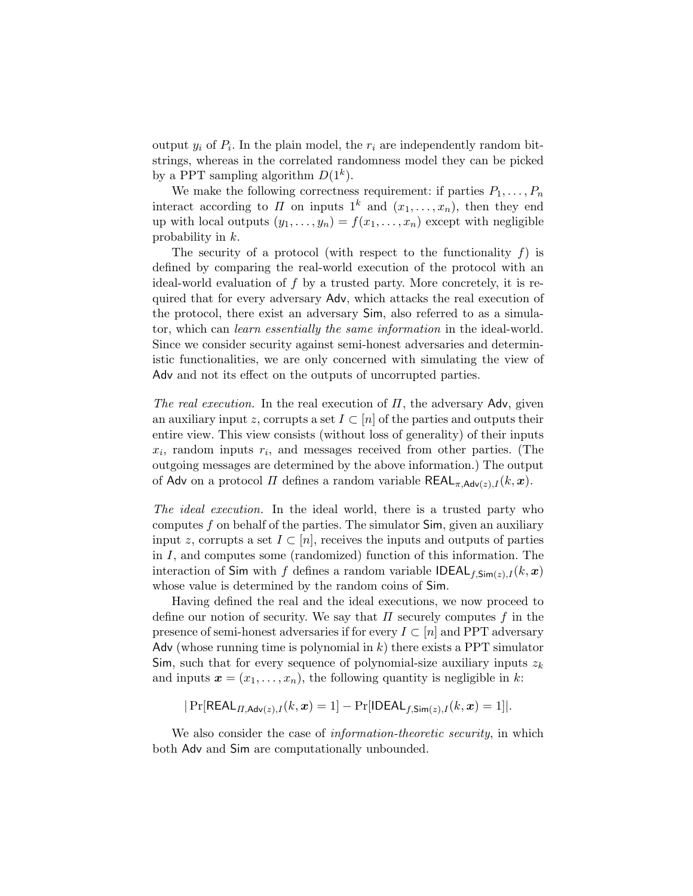output $y_i$ of $P_i$. In the plain model, the $r_i$ are independently random bit-strings, whereas in the correlated randomness model they can be picked by a PPT sampling algorithm $D(1^k)$.

We make the following correctness requirement: if parties $P_1, \dots, P_n$ interact according to $\Pi$ on inputs $1^k$ and $(x_1, \dots, x_n)$, then they end up with local outputs $(y_1, \dots, y_n) = f(x_1, \dots, x_n)$ except with negligible probability in $k$.

The security of a protocol (with respect to the functionality $f$) is defined by comparing the real-world execution of the protocol with an ideal-world evaluation of $f$ by a trusted party. More concretely, it is required that for every adversary $\mathsf{Adv}$, which attacks the real execution of the protocol, there exist an adversary $\mathsf{Sim}$, also referred to as a simulator, which can *learn essentially the same information* in the ideal-world. Since we consider security against semi-honest adversaries and deterministic functionalities, we are only concerned with simulating the view of $\mathsf{Adv}$ and not its effect on the outputs of uncorrupted parties.

*The real execution.* In the real execution of $\Pi$, the adversary $\mathsf{Adv}$, given an auxiliary input $z$, corrupts a set $I \subset [n]$ of the parties and outputs their entire view. This view consists (without loss of generality) of their inputs $x_i$, random inputs $r_i$, and messages received from other parties. (The outgoing messages are determined by the above information.) The output of $\mathsf{Adv}$ on a protocol $\Pi$ defines a random variable $\mathsf{REAL}_{\pi,\mathsf{Adv}(z),I}(k, \boldsymbol{x})$.

*The ideal execution.* In the ideal world, there is a trusted party who computes $f$ on behalf of the parties. The simulator $\mathsf{Sim}$, given an auxiliary input $z$, corrupts a set $I \subset [n]$, receives the inputs and outputs of parties in $I$, and computes some (randomized) function of this information. The interaction of $\mathsf{Sim}$ with $f$ defines a random variable $\mathsf{IDEAL}_{f,\mathsf{Sim}(z),I}(k, \boldsymbol{x})$ whose value is determined by the random coins of $\mathsf{Sim}$.

Having defined the real and the ideal executions, we now proceed to define our notion of security. We say that $\Pi$ securely computes $f$ in the presence of semi-honest adversaries if for every $I \subset [n]$ and PPT adversary $\mathsf{Adv}$ (whose running time is polynomial in $k$) there exists a PPT simulator $\mathsf{Sim}$, such that for every sequence of polynomial-size auxiliary inputs $z_k$ and inputs $\boldsymbol{x} = (x_1, \dots, x_n)$, the following quantity is negligible in $k$:

$$|\Pr[\mathsf{REAL}_{\Pi,\mathsf{Adv}(z),I}(k, \boldsymbol{x}) = 1] - \Pr[\mathsf{IDEAL}_{f,\mathsf{Sim}(z),I}(k, \boldsymbol{x}) = 1]|.$$

We also consider the case of *information-theoretic security*, in which both $\mathsf{Adv}$ and $\mathsf{Sim}$ are computationally unbounded.